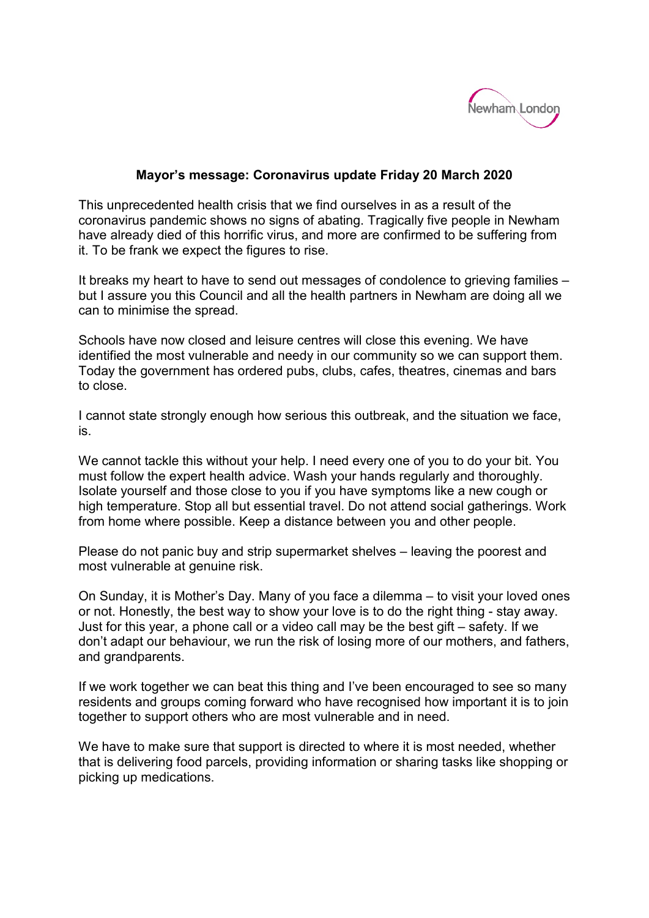Newham London

**Mayor's message: Coronavirus update Friday 20 March 2020**

This unprecedented health crisis that we find ourselves in as a result of the coronavirus pandemic shows no signs of abating. Tragically five people in Newham have already died of this horrific virus, and more are confirmed to be suffering from it. To be frank we expect the figures to rise.

It breaks my heart to have to send out messages of condolence to grieving families – but I assure you this Council and all the health partners in Newham are doing all we can to minimise the spread.

Schools have now closed and leisure centres will close this evening. We have identified the most vulnerable and needy in our community so we can support them. Today the government has ordered pubs, clubs, cafes, theatres, cinemas and bars to close.

I cannot state strongly enough how serious this outbreak, and the situation we face, is.

We cannot tackle this without your help. I need every one of you to do your bit. You must follow the expert health advice. Wash your hands regularly and thoroughly. Isolate yourself and those close to you if you have symptoms like a new cough or high temperature. Stop all but essential travel. Do not attend social gatherings. Work from home where possible. Keep a distance between you and other people.

Please do not panic buy and strip supermarket shelves – leaving the poorest and most vulnerable at genuine risk.

On Sunday, it is Mother's Day. Many of you face a dilemma – to visit your loved ones or not. Honestly, the best way to show your love is to do the right thing - stay away. Just for this year, a phone call or a video call may be the best gift – safety. If we don't adapt our behaviour, we run the risk of losing more of our mothers, and fathers, and grandparents.

If we work together we can beat this thing and I've been encouraged to see so many residents and groups coming forward who have recognised how important it is to join together to support others who are most vulnerable and in need.

We have to make sure that support is directed to where it is most needed, whether that is delivering food parcels, providing information or sharing tasks like shopping or picking up medications.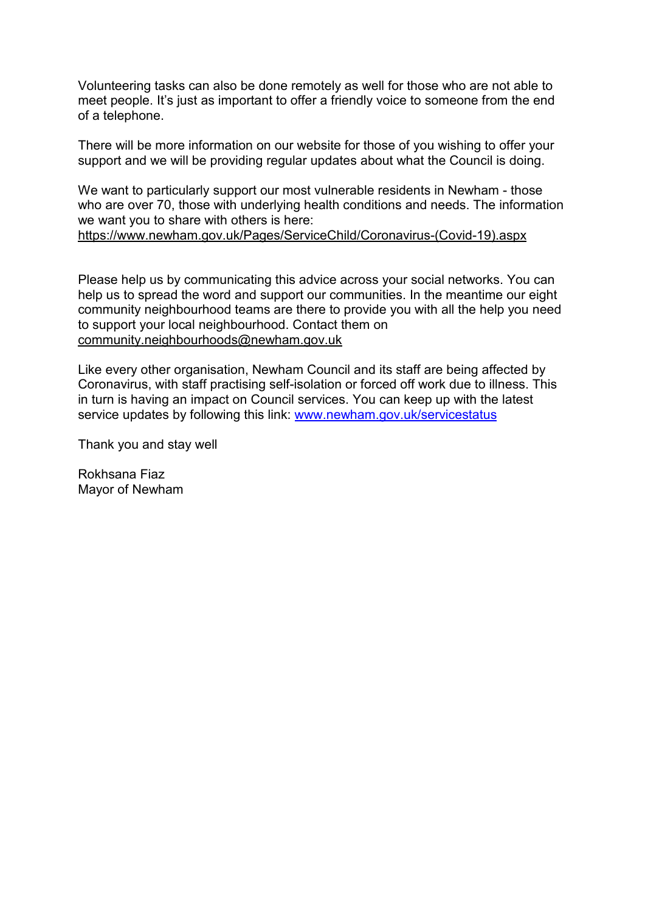Volunteering tasks can also be done remotely as well for those who are not able to meet people. It's just as important to offer a friendly voice to someone from the end of a telephone.

There will be more information on our website for those of you wishing to offer your support and we will be providing regular updates about what the Council is doing.

We want to particularly support our most vulnerable residents in Newham - those who are over 70, those with underlying health conditions and needs. The information we want you to share with others is here:
https://www.newham.gov.uk/Pages/ServiceChild/Coronavirus-(Covid-19).aspx

Please help us by communicating this advice across your social networks. You can help us to spread the word and support our communities. In the meantime our eight community neighbourhood teams are there to provide you with all the help you need to support your local neighbourhood. Contact them on community.neighbourhoods@newham.gov.uk

Like every other organisation, Newham Council and its staff are being affected by Coronavirus, with staff practising self-isolation or forced off work due to illness. This in turn is having an impact on Council services. You can keep up with the latest service updates by following this link: www.newham.gov.uk/servicestatus

Thank you and stay well

Rokhsana Fiaz
Mayor of Newham